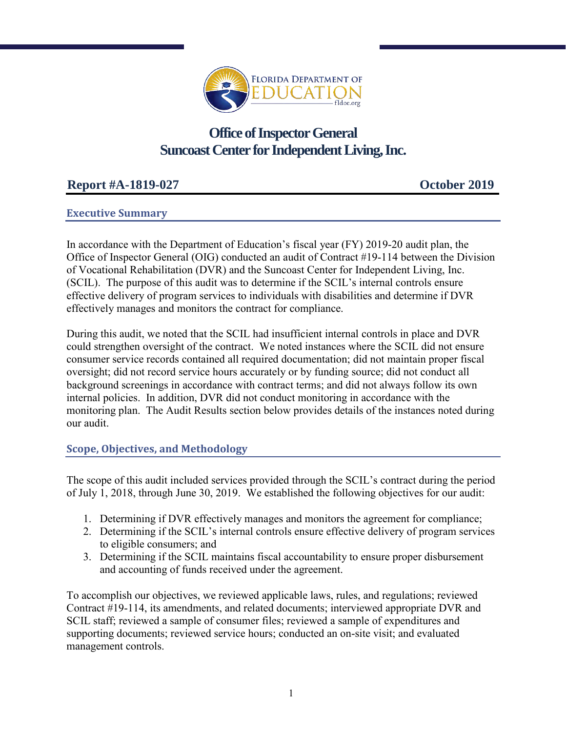# Office of Inspector General
# Suncoast Center for Independent Living, Inc.

**Report #A-1819-027** **October 2019**

## Executive Summary

In accordance with the Department of Education's fiscal year (FY) 2019-20 audit plan, the Office of Inspector General (OIG) conducted an audit of Contract #19-114 between the Division of Vocational Rehabilitation (DVR) and the Suncoast Center for Independent Living, Inc. (SCIL). The purpose of this audit was to determine if the SCIL's internal controls ensure effective delivery of program services to individuals with disabilities and determine if DVR effectively manages and monitors the contract for compliance.

During this audit, we noted that the SCIL had insufficient internal controls in place and DVR could strengthen oversight of the contract. We noted instances where the SCIL did not ensure consumer service records contained all required documentation; did not maintain proper fiscal oversight; did not record service hours accurately or by funding source; did not conduct all background screenings in accordance with contract terms; and did not always follow its own internal policies. In addition, DVR did not conduct monitoring in accordance with the monitoring plan. The Audit Results section below provides details of the instances noted during our audit.

## Scope, Objectives, and Methodology

The scope of this audit included services provided through the SCIL's contract during the period of July 1, 2018, through June 30, 2019. We established the following objectives for our audit:

1. Determining if DVR effectively manages and monitors the agreement for compliance;
2. Determining if the SCIL's internal controls ensure effective delivery of program services to eligible consumers; and
3. Determining if the SCIL maintains fiscal accountability to ensure proper disbursement and accounting of funds received under the agreement.

To accomplish our objectives, we reviewed applicable laws, rules, and regulations; reviewed Contract #19-114, its amendments, and related documents; interviewed appropriate DVR and SCIL staff; reviewed a sample of consumer files; reviewed a sample of expenditures and supporting documents; reviewed service hours; conducted an on-site visit; and evaluated management controls.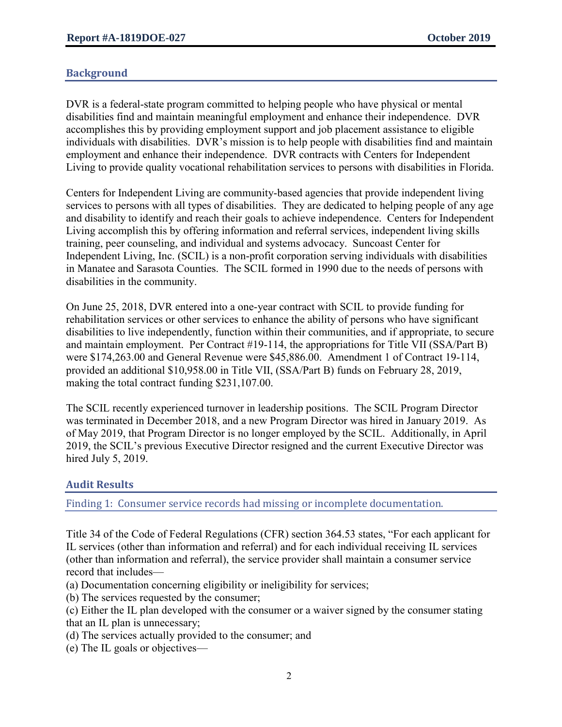## Background

DVR is a federal-state program committed to helping people who have physical or mental disabilities find and maintain meaningful employment and enhance their independence. DVR accomplishes this by providing employment support and job placement assistance to eligible individuals with disabilities. DVR's mission is to help people with disabilities find and maintain employment and enhance their independence. DVR contracts with Centers for Independent Living to provide quality vocational rehabilitation services to persons with disabilities in Florida.

Centers for Independent Living are community-based agencies that provide independent living services to persons with all types of disabilities. They are dedicated to helping people of any age and disability to identify and reach their goals to achieve independence. Centers for Independent Living accomplish this by offering information and referral services, independent living skills training, peer counseling, and individual and systems advocacy. Suncoast Center for Independent Living, Inc. (SCIL) is a non-profit corporation serving individuals with disabilities in Manatee and Sarasota Counties. The SCIL formed in 1990 due to the needs of persons with disabilities in the community.

On June 25, 2018, DVR entered into a one-year contract with SCIL to provide funding for rehabilitation services or other services to enhance the ability of persons who have significant disabilities to live independently, function within their communities, and if appropriate, to secure and maintain employment. Per Contract #19-114, the appropriations for Title VII (SSA/Part B) were $174,263.00 and General Revenue were $45,886.00. Amendment 1 of Contract 19-114, provided an additional $10,958.00 in Title VII, (SSA/Part B) funds on February 28, 2019, making the total contract funding $231,107.00.

The SCIL recently experienced turnover in leadership positions. The SCIL Program Director was terminated in December 2018, and a new Program Director was hired in January 2019. As of May 2019, that Program Director is no longer employed by the SCIL. Additionally, in April 2019, the SCIL's previous Executive Director resigned and the current Executive Director was hired July 5, 2019.

## Audit Results

### Finding 1: Consumer service records had missing or incomplete documentation.

Title 34 of the Code of Federal Regulations (CFR) section 364.53 states, "For each applicant for IL services (other than information and referral) and for each individual receiving IL services (other than information and referral), the service provider shall maintain a consumer service record that includes—

(a) Documentation concerning eligibility or ineligibility for services;  
(b) The services requested by the consumer;  
(c) Either the IL plan developed with the consumer or a waiver signed by the consumer stating that an IL plan is unnecessary;  
(d) The services actually provided to the consumer; and  
(e) The IL goals or objectives—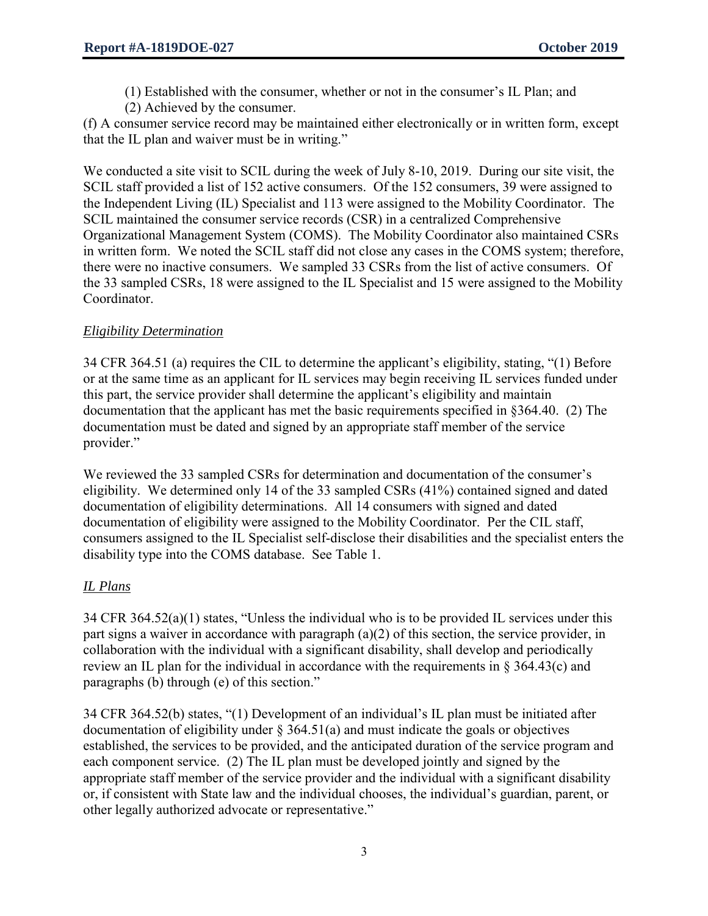(1) Established with the consumer, whether or not in the consumer's IL Plan; and

(2) Achieved by the consumer.

(f) A consumer service record may be maintained either electronically or in written form, except that the IL plan and waiver must be in writing."

We conducted a site visit to SCIL during the week of July 8-10, 2019. During our site visit, the SCIL staff provided a list of 152 active consumers. Of the 152 consumers, 39 were assigned to the Independent Living (IL) Specialist and 113 were assigned to the Mobility Coordinator. The SCIL maintained the consumer service records (CSR) in a centralized Comprehensive Organizational Management System (COMS). The Mobility Coordinator also maintained CSRs in written form. We noted the SCIL staff did not close any cases in the COMS system; therefore, there were no inactive consumers. We sampled 33 CSRs from the list of active consumers. Of the 33 sampled CSRs, 18 were assigned to the IL Specialist and 15 were assigned to the Mobility Coordinator.

*Eligibility Determination*

34 CFR 364.51 (a) requires the CIL to determine the applicant's eligibility, stating, "(1) Before or at the same time as an applicant for IL services may begin receiving IL services funded under this part, the service provider shall determine the applicant's eligibility and maintain documentation that the applicant has met the basic requirements specified in §364.40. (2) The documentation must be dated and signed by an appropriate staff member of the service provider."

We reviewed the 33 sampled CSRs for determination and documentation of the consumer's eligibility. We determined only 14 of the 33 sampled CSRs (41%) contained signed and dated documentation of eligibility determinations. All 14 consumers with signed and dated documentation of eligibility were assigned to the Mobility Coordinator. Per the CIL staff, consumers assigned to the IL Specialist self-disclose their disabilities and the specialist enters the disability type into the COMS database. See Table 1.

*IL Plans*

34 CFR 364.52(a)(1) states, "Unless the individual who is to be provided IL services under this part signs a waiver in accordance with paragraph (a)(2) of this section, the service provider, in collaboration with the individual with a significant disability, shall develop and periodically review an IL plan for the individual in accordance with the requirements in § 364.43(c) and paragraphs (b) through (e) of this section."

34 CFR 364.52(b) states, "(1) Development of an individual's IL plan must be initiated after documentation of eligibility under § 364.51(a) and must indicate the goals or objectives established, the services to be provided, and the anticipated duration of the service program and each component service. (2) The IL plan must be developed jointly and signed by the appropriate staff member of the service provider and the individual with a significant disability or, if consistent with State law and the individual chooses, the individual's guardian, parent, or other legally authorized advocate or representative."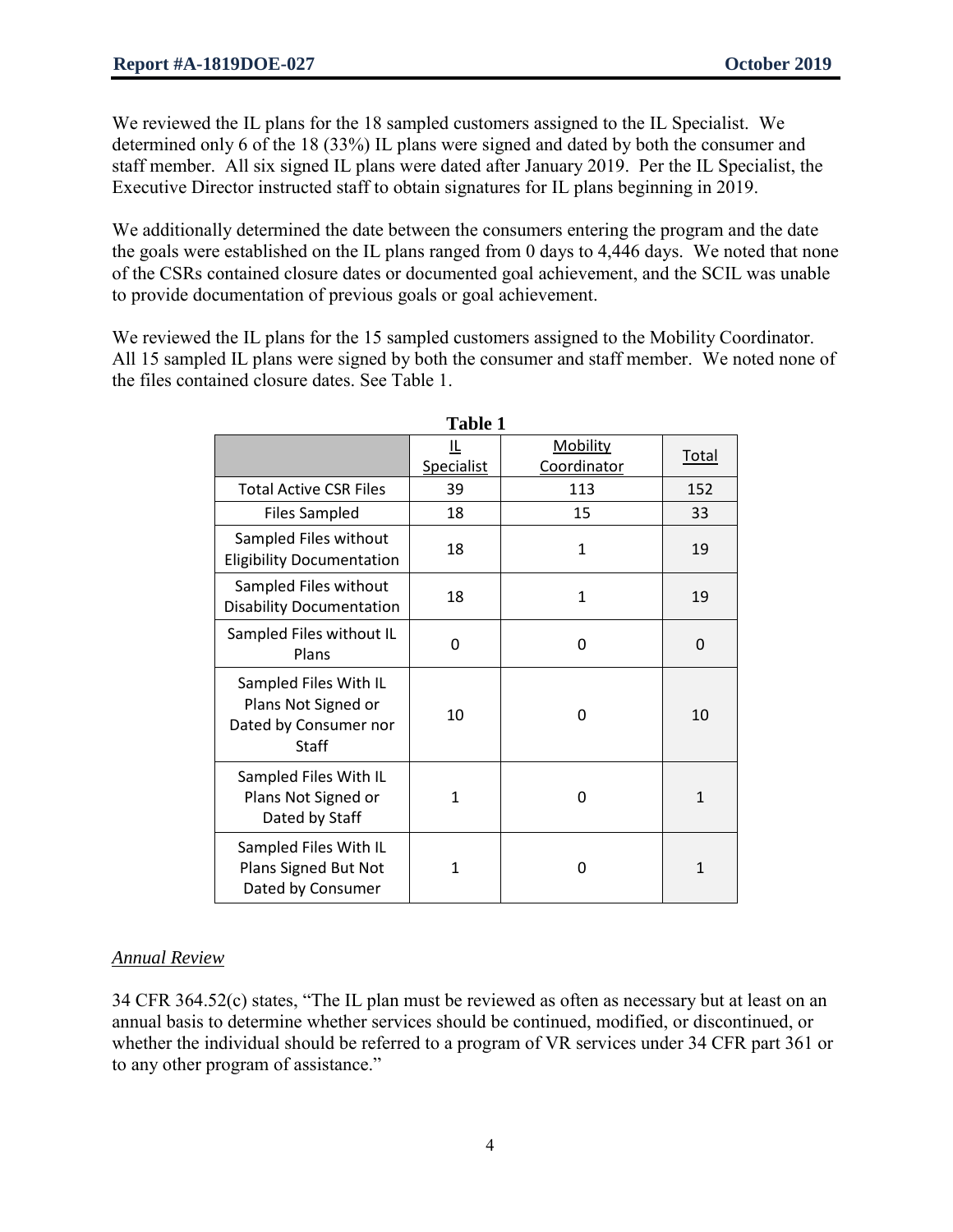We reviewed the IL plans for the 18 sampled customers assigned to the IL Specialist. We determined only 6 of the 18 (33%) IL plans were signed and dated by both the consumer and staff member. All six signed IL plans were dated after January 2019. Per the IL Specialist, the Executive Director instructed staff to obtain signatures for IL plans beginning in 2019.

We additionally determined the date between the consumers entering the program and the date the goals were established on the IL plans ranged from 0 days to 4,446 days. We noted that none of the CSRs contained closure dates or documented goal achievement, and the SCIL was unable to provide documentation of previous goals or goal achievement.

We reviewed the IL plans for the 15 sampled customers assigned to the Mobility Coordinator. All 15 sampled IL plans were signed by both the consumer and staff member. We noted none of the files contained closure dates. See Table 1.

**Table 1**

| | IL Specialist | Mobility Coordinator | Total |
|---|---|---|---|
| Total Active CSR Files | 39 | 113 | 152 |
| Files Sampled | 18 | 15 | 33 |
| Sampled Files without Eligibility Documentation | 18 | 1 | 19 |
| Sampled Files without Disability Documentation | 18 | 1 | 19 |
| Sampled Files without IL Plans | 0 | 0 | 0 |
| Sampled Files With IL Plans Not Signed or Dated by Consumer nor Staff | 10 | 0 | 10 |
| Sampled Files With IL Plans Not Signed or Dated by Staff | 1 | 0 | 1 |
| Sampled Files With IL Plans Signed But Not Dated by Consumer | 1 | 0 | 1 |

*Annual Review*

34 CFR 364.52(c) states, "The IL plan must be reviewed as often as necessary but at least on an annual basis to determine whether services should be continued, modified, or discontinued, or whether the individual should be referred to a program of VR services under 34 CFR part 361 or to any other program of assistance."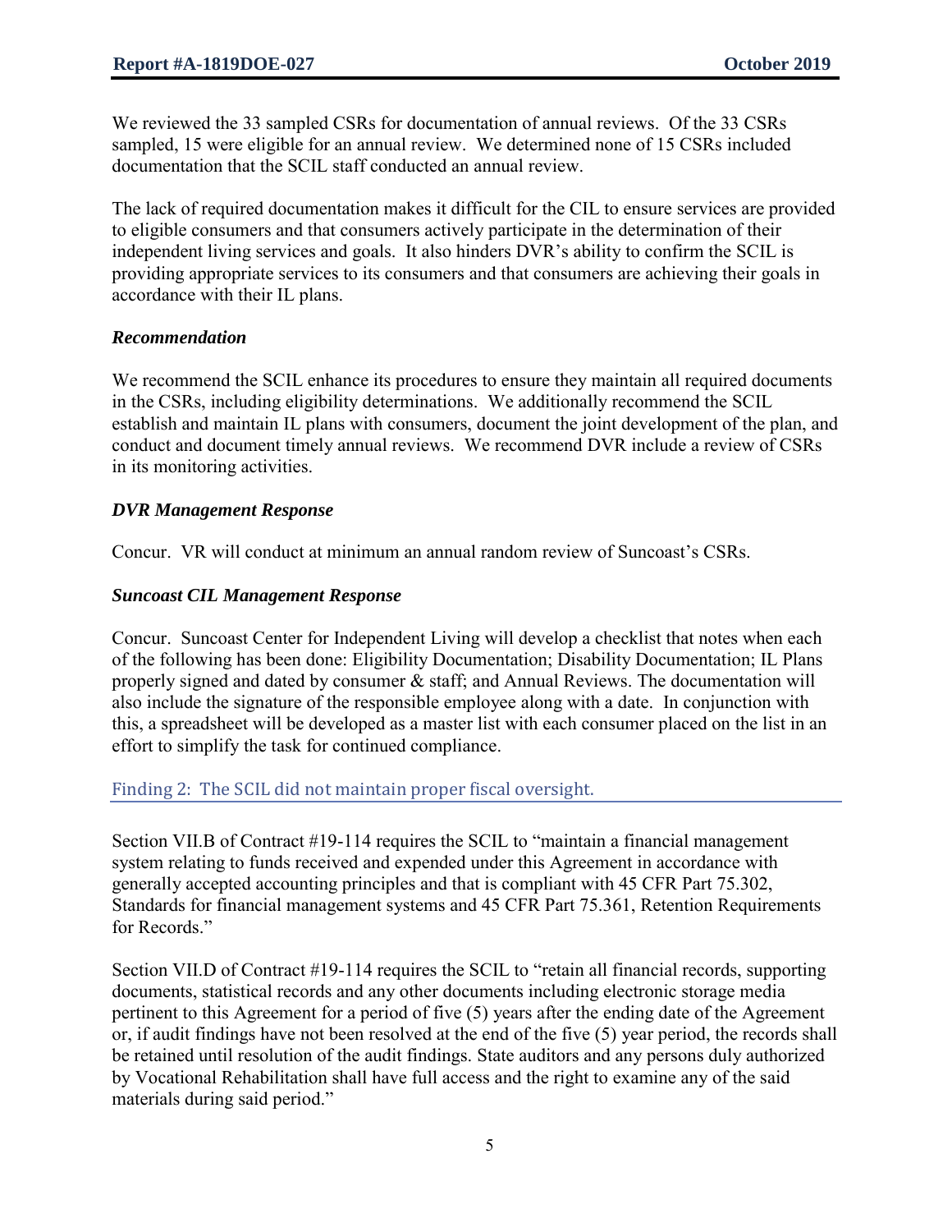We reviewed the 33 sampled CSRs for documentation of annual reviews. Of the 33 CSRs sampled, 15 were eligible for an annual review. We determined none of 15 CSRs included documentation that the SCIL staff conducted an annual review.

The lack of required documentation makes it difficult for the CIL to ensure services are provided to eligible consumers and that consumers actively participate in the determination of their independent living services and goals. It also hinders DVR's ability to confirm the SCIL is providing appropriate services to its consumers and that consumers are achieving their goals in accordance with their IL plans.

***Recommendation***

We recommend the SCIL enhance its procedures to ensure they maintain all required documents in the CSRs, including eligibility determinations. We additionally recommend the SCIL establish and maintain IL plans with consumers, document the joint development of the plan, and conduct and document timely annual reviews. We recommend DVR include a review of CSRs in its monitoring activities.

***DVR Management Response***

Concur. VR will conduct at minimum an annual random review of Suncoast's CSRs.

***Suncoast CIL Management Response***

Concur. Suncoast Center for Independent Living will develop a checklist that notes when each of the following has been done: Eligibility Documentation; Disability Documentation; IL Plans properly signed and dated by consumer & staff; and Annual Reviews. The documentation will also include the signature of the responsible employee along with a date. In conjunction with this, a spreadsheet will be developed as a master list with each consumer placed on the list in an effort to simplify the task for continued compliance.

## Finding 2: The SCIL did not maintain proper fiscal oversight.

Section VII.B of Contract #19-114 requires the SCIL to "maintain a financial management system relating to funds received and expended under this Agreement in accordance with generally accepted accounting principles and that is compliant with 45 CFR Part 75.302, Standards for financial management systems and 45 CFR Part 75.361, Retention Requirements for Records."

Section VII.D of Contract #19-114 requires the SCIL to "retain all financial records, supporting documents, statistical records and any other documents including electronic storage media pertinent to this Agreement for a period of five (5) years after the ending date of the Agreement or, if audit findings have not been resolved at the end of the five (5) year period, the records shall be retained until resolution of the audit findings. State auditors and any persons duly authorized by Vocational Rehabilitation shall have full access and the right to examine any of the said materials during said period."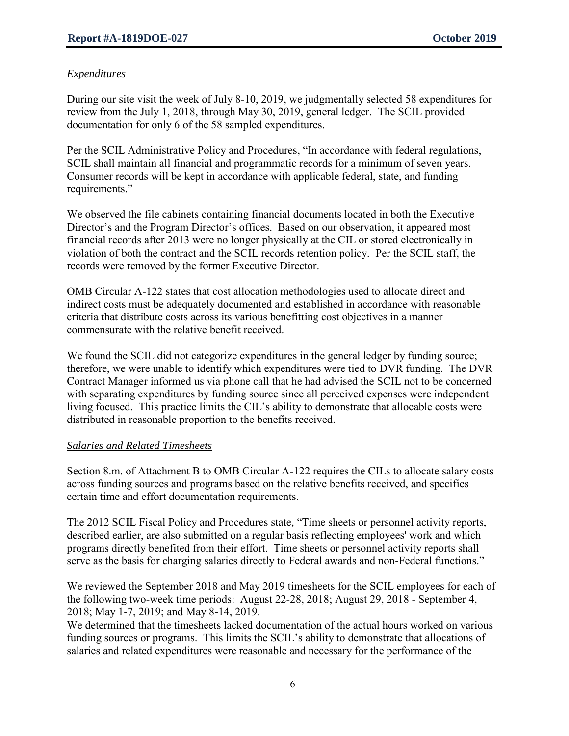*Expenditures*

During our site visit the week of July 8-10, 2019, we judgmentally selected 58 expenditures for review from the July 1, 2018, through May 30, 2019, general ledger. The SCIL provided documentation for only 6 of the 58 sampled expenditures.

Per the SCIL Administrative Policy and Procedures, "In accordance with federal regulations, SCIL shall maintain all financial and programmatic records for a minimum of seven years. Consumer records will be kept in accordance with applicable federal, state, and funding requirements."

We observed the file cabinets containing financial documents located in both the Executive Director's and the Program Director's offices. Based on our observation, it appeared most financial records after 2013 were no longer physically at the CIL or stored electronically in violation of both the contract and the SCIL records retention policy. Per the SCIL staff, the records were removed by the former Executive Director.

OMB Circular A-122 states that cost allocation methodologies used to allocate direct and indirect costs must be adequately documented and established in accordance with reasonable criteria that distribute costs across its various benefitting cost objectives in a manner commensurate with the relative benefit received.

We found the SCIL did not categorize expenditures in the general ledger by funding source; therefore, we were unable to identify which expenditures were tied to DVR funding. The DVR Contract Manager informed us via phone call that he had advised the SCIL not to be concerned with separating expenditures by funding source since all perceived expenses were independent living focused. This practice limits the CIL's ability to demonstrate that allocable costs were distributed in reasonable proportion to the benefits received.

*Salaries and Related Timesheets*

Section 8.m. of Attachment B to OMB Circular A-122 requires the CILs to allocate salary costs across funding sources and programs based on the relative benefits received, and specifies certain time and effort documentation requirements.

The 2012 SCIL Fiscal Policy and Procedures state, "Time sheets or personnel activity reports, described earlier, are also submitted on a regular basis reflecting employees' work and which programs directly benefited from their effort. Time sheets or personnel activity reports shall serve as the basis for charging salaries directly to Federal awards and non-Federal functions."

We reviewed the September 2018 and May 2019 timesheets for the SCIL employees for each of the following two-week time periods: August 22-28, 2018; August 29, 2018 - September 4, 2018; May 1-7, 2019; and May 8-14, 2019.

We determined that the timesheets lacked documentation of the actual hours worked on various funding sources or programs. This limits the SCIL's ability to demonstrate that allocations of salaries and related expenditures were reasonable and necessary for the performance of the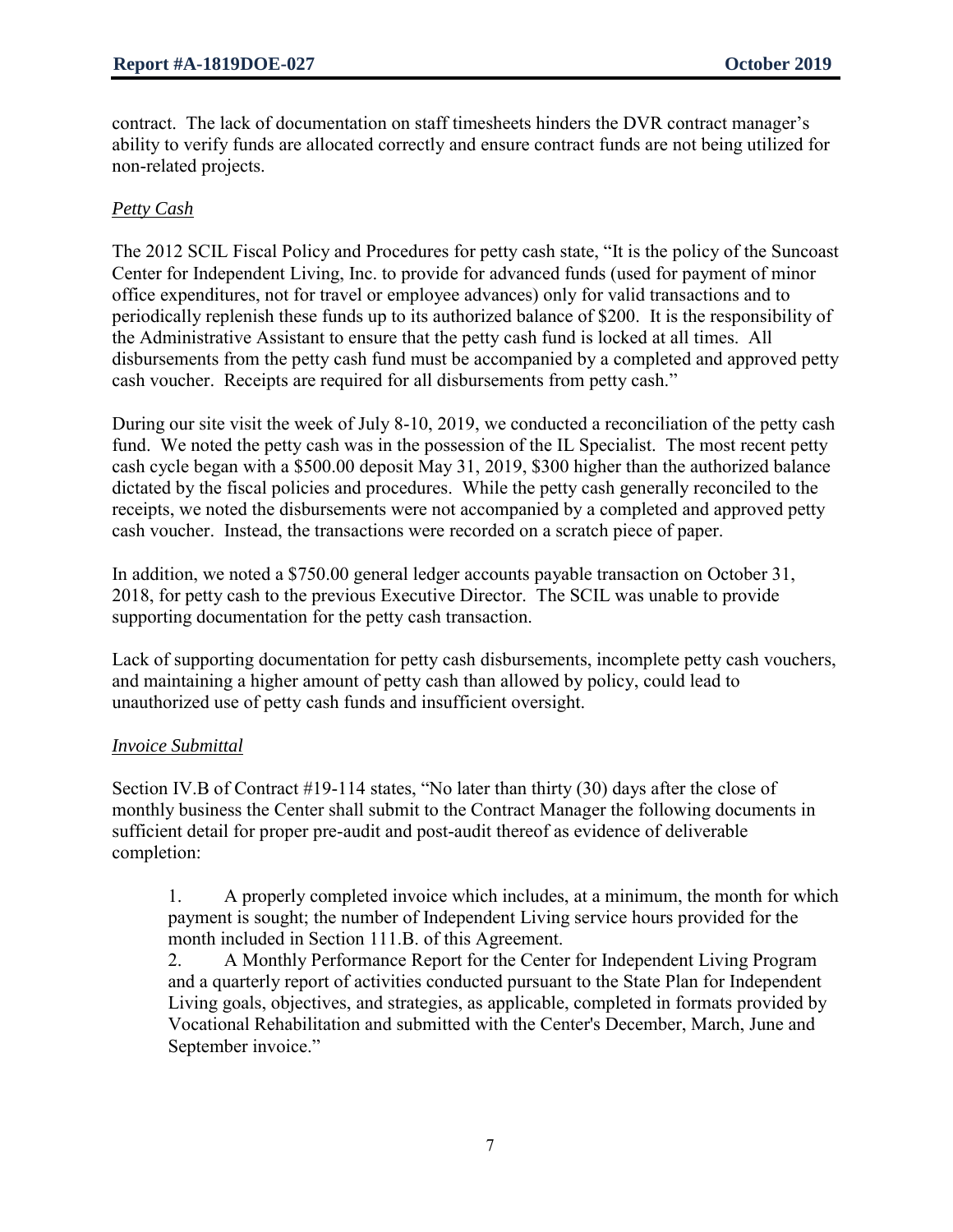contract. The lack of documentation on staff timesheets hinders the DVR contract manager's ability to verify funds are allocated correctly and ensure contract funds are not being utilized for non-related projects.

*Petty Cash*

The 2012 SCIL Fiscal Policy and Procedures for petty cash state, "It is the policy of the Suncoast Center for Independent Living, Inc. to provide for advanced funds (used for payment of minor office expenditures, not for travel or employee advances) only for valid transactions and to periodically replenish these funds up to its authorized balance of $200. It is the responsibility of the Administrative Assistant to ensure that the petty cash fund is locked at all times. All disbursements from the petty cash fund must be accompanied by a completed and approved petty cash voucher. Receipts are required for all disbursements from petty cash."

During our site visit the week of July 8-10, 2019, we conducted a reconciliation of the petty cash fund. We noted the petty cash was in the possession of the IL Specialist. The most recent petty cash cycle began with a $500.00 deposit May 31, 2019, $300 higher than the authorized balance dictated by the fiscal policies and procedures. While the petty cash generally reconciled to the receipts, we noted the disbursements were not accompanied by a completed and approved petty cash voucher. Instead, the transactions were recorded on a scratch piece of paper.

In addition, we noted a $750.00 general ledger accounts payable transaction on October 31, 2018, for petty cash to the previous Executive Director. The SCIL was unable to provide supporting documentation for the petty cash transaction.

Lack of supporting documentation for petty cash disbursements, incomplete petty cash vouchers, and maintaining a higher amount of petty cash than allowed by policy, could lead to unauthorized use of petty cash funds and insufficient oversight.

*Invoice Submittal*

Section IV.B of Contract #19-114 states, "No later than thirty (30) days after the close of monthly business the Center shall submit to the Contract Manager the following documents in sufficient detail for proper pre-audit and post-audit thereof as evidence of deliverable completion:

> 1. A properly completed invoice which includes, at a minimum, the month for which payment is sought; the number of Independent Living service hours provided for the month included in Section 111.B. of this Agreement.
> 2. A Monthly Performance Report for the Center for Independent Living Program and a quarterly report of activities conducted pursuant to the State Plan for Independent Living goals, objectives, and strategies, as applicable, completed in formats provided by Vocational Rehabilitation and submitted with the Center's December, March, June and September invoice."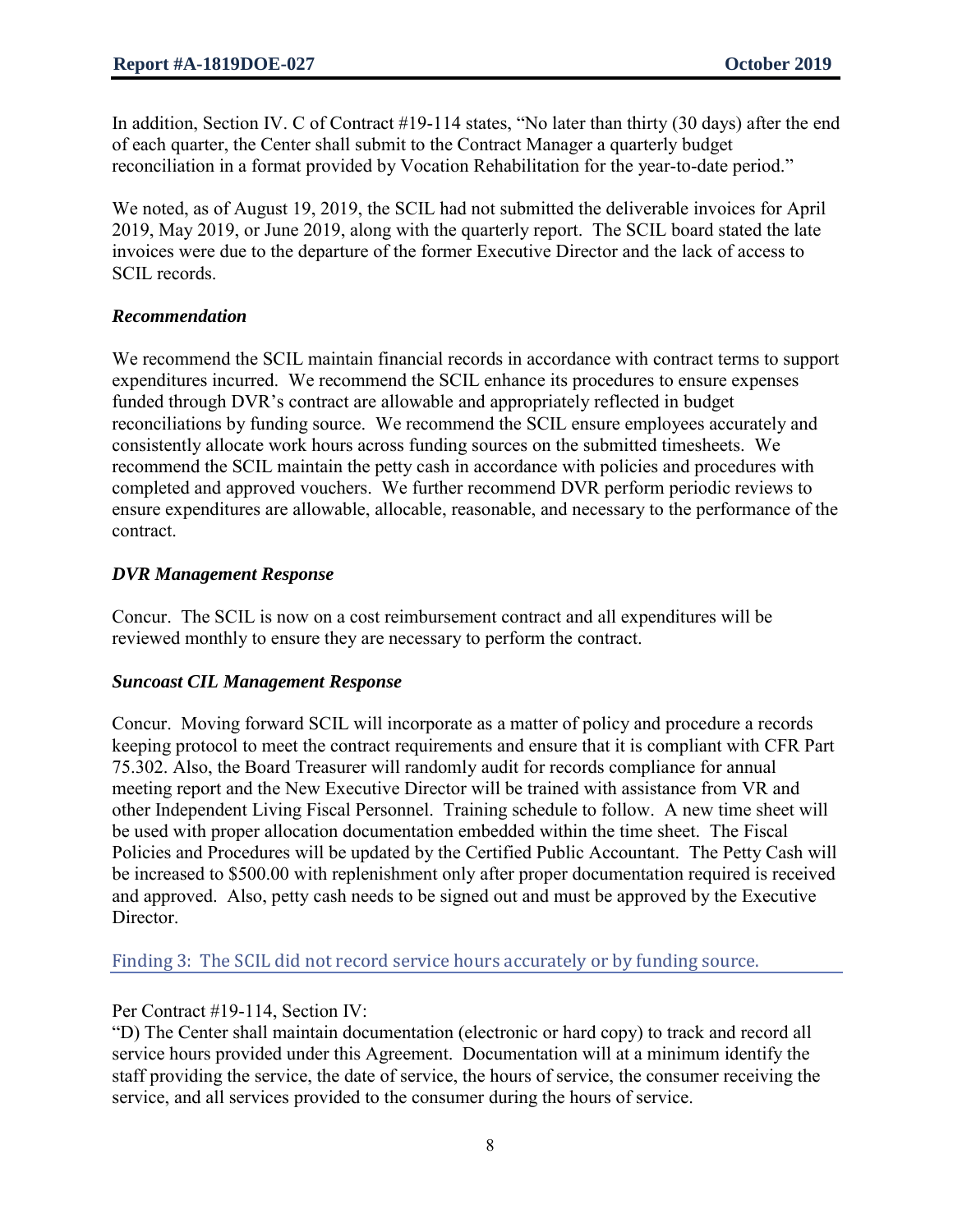In addition, Section IV. C of Contract #19-114 states, "No later than thirty (30 days) after the end of each quarter, the Center shall submit to the Contract Manager a quarterly budget reconciliation in a format provided by Vocation Rehabilitation for the year-to-date period."

We noted, as of August 19, 2019, the SCIL had not submitted the deliverable invoices for April 2019, May 2019, or June 2019, along with the quarterly report. The SCIL board stated the late invoices were due to the departure of the former Executive Director and the lack of access to SCIL records.

***Recommendation***

We recommend the SCIL maintain financial records in accordance with contract terms to support expenditures incurred. We recommend the SCIL enhance its procedures to ensure expenses funded through DVR's contract are allowable and appropriately reflected in budget reconciliations by funding source. We recommend the SCIL ensure employees accurately and consistently allocate work hours across funding sources on the submitted timesheets. We recommend the SCIL maintain the petty cash in accordance with policies and procedures with completed and approved vouchers. We further recommend DVR perform periodic reviews to ensure expenditures are allowable, allocable, reasonable, and necessary to the performance of the contract.

***DVR Management Response***

Concur. The SCIL is now on a cost reimbursement contract and all expenditures will be reviewed monthly to ensure they are necessary to perform the contract.

***Suncoast CIL Management Response***

Concur. Moving forward SCIL will incorporate as a matter of policy and procedure a records keeping protocol to meet the contract requirements and ensure that it is compliant with CFR Part 75.302. Also, the Board Treasurer will randomly audit for records compliance for annual meeting report and the New Executive Director will be trained with assistance from VR and other Independent Living Fiscal Personnel. Training schedule to follow. A new time sheet will be used with proper allocation documentation embedded within the time sheet. The Fiscal Policies and Procedures will be updated by the Certified Public Accountant. The Petty Cash will be increased to $500.00 with replenishment only after proper documentation required is received and approved. Also, petty cash needs to be signed out and must be approved by the Executive Director.

## Finding 3: The SCIL did not record service hours accurately or by funding source.

Per Contract #19-114, Section IV:

"D) The Center shall maintain documentation (electronic or hard copy) to track and record all service hours provided under this Agreement. Documentation will at a minimum identify the staff providing the service, the date of service, the hours of service, the consumer receiving the service, and all services provided to the consumer during the hours of service.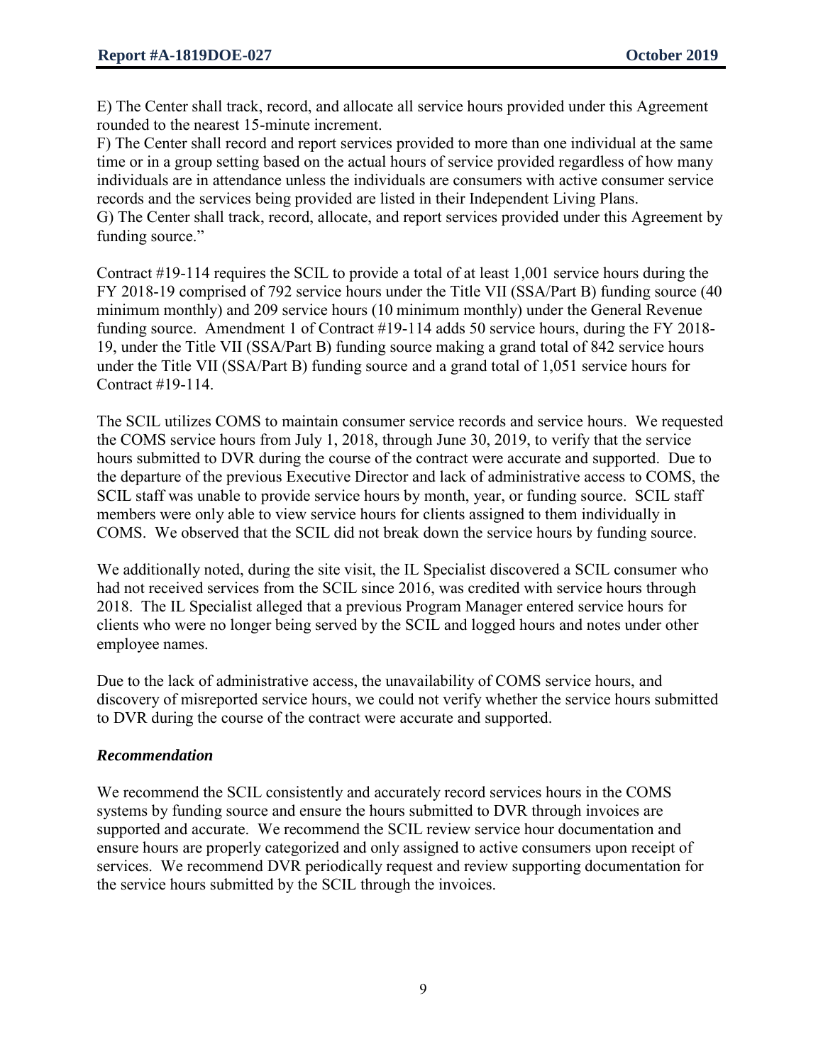E) The Center shall track, record, and allocate all service hours provided under this Agreement rounded to the nearest 15-minute increment.
F) The Center shall record and report services provided to more than one individual at the same time or in a group setting based on the actual hours of service provided regardless of how many individuals are in attendance unless the individuals are consumers with active consumer service records and the services being provided are listed in their Independent Living Plans.
G) The Center shall track, record, allocate, and report services provided under this Agreement by funding source."

Contract #19-114 requires the SCIL to provide a total of at least 1,001 service hours during the FY 2018-19 comprised of 792 service hours under the Title VII (SSA/Part B) funding source (40 minimum monthly) and 209 service hours (10 minimum monthly) under the General Revenue funding source. Amendment 1 of Contract #19-114 adds 50 service hours, during the FY 2018-19, under the Title VII (SSA/Part B) funding source making a grand total of 842 service hours under the Title VII (SSA/Part B) funding source and a grand total of 1,051 service hours for Contract #19-114.

The SCIL utilizes COMS to maintain consumer service records and service hours. We requested the COMS service hours from July 1, 2018, through June 30, 2019, to verify that the service hours submitted to DVR during the course of the contract were accurate and supported. Due to the departure of the previous Executive Director and lack of administrative access to COMS, the SCIL staff was unable to provide service hours by month, year, or funding source. SCIL staff members were only able to view service hours for clients assigned to them individually in COMS. We observed that the SCIL did not break down the service hours by funding source.

We additionally noted, during the site visit, the IL Specialist discovered a SCIL consumer who had not received services from the SCIL since 2016, was credited with service hours through 2018. The IL Specialist alleged that a previous Program Manager entered service hours for clients who were no longer being served by the SCIL and logged hours and notes under other employee names.

Due to the lack of administrative access, the unavailability of COMS service hours, and discovery of misreported service hours, we could not verify whether the service hours submitted to DVR during the course of the contract were accurate and supported.

### *Recommendation*

We recommend the SCIL consistently and accurately record services hours in the COMS systems by funding source and ensure the hours submitted to DVR through invoices are supported and accurate. We recommend the SCIL review service hour documentation and ensure hours are properly categorized and only assigned to active consumers upon receipt of services. We recommend DVR periodically request and review supporting documentation for the service hours submitted by the SCIL through the invoices.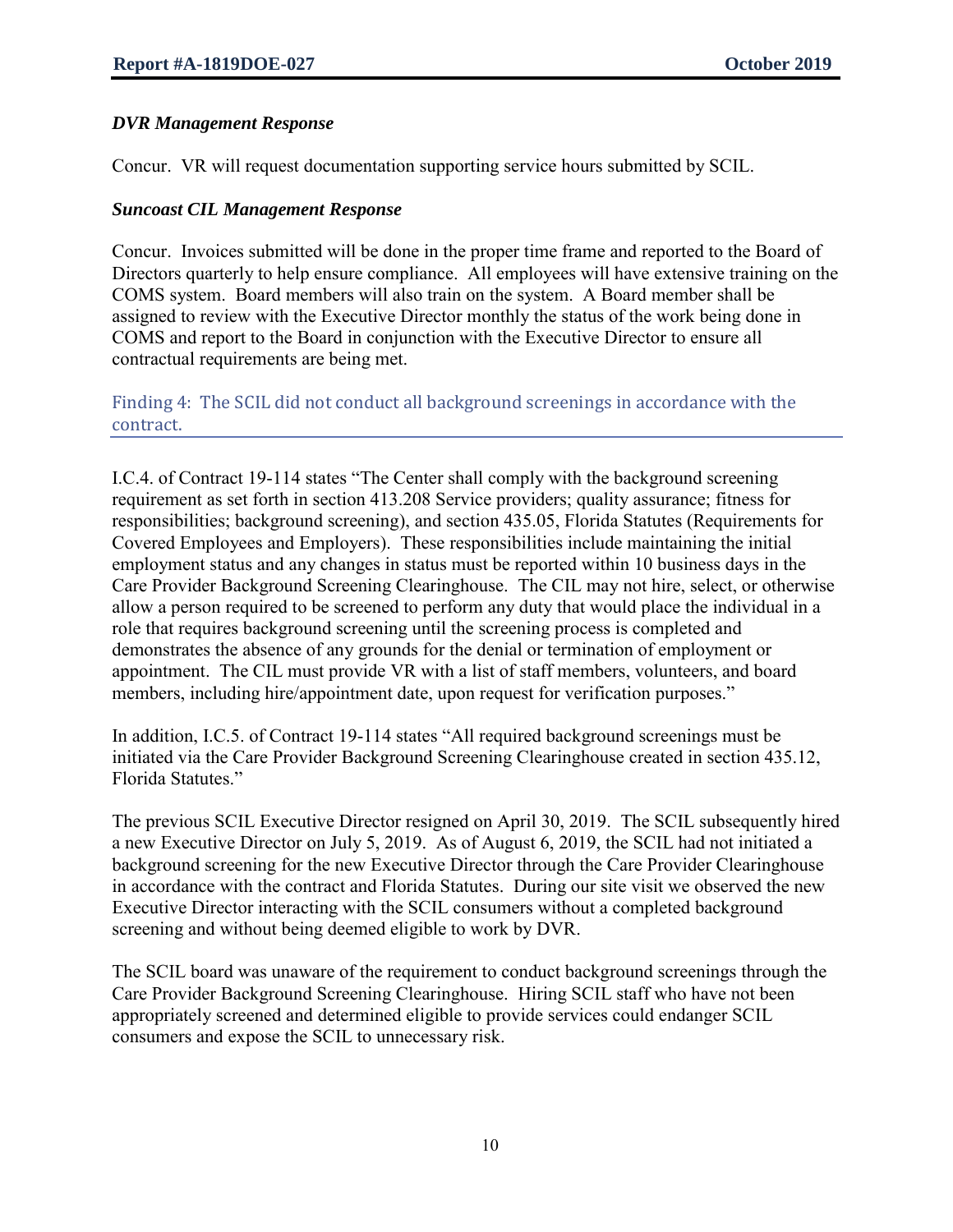### *DVR Management Response*

Concur. VR will request documentation supporting service hours submitted by SCIL.

### *Suncoast CIL Management Response*

Concur. Invoices submitted will be done in the proper time frame and reported to the Board of Directors quarterly to help ensure compliance. All employees will have extensive training on the COMS system. Board members will also train on the system. A Board member shall be assigned to review with the Executive Director monthly the status of the work being done in COMS and report to the Board in conjunction with the Executive Director to ensure all contractual requirements are being met.

## Finding 4: The SCIL did not conduct all background screenings in accordance with the contract.

I.C.4. of Contract 19-114 states "The Center shall comply with the background screening requirement as set forth in section 413.208 Service providers; quality assurance; fitness for responsibilities; background screening), and section 435.05, Florida Statutes (Requirements for Covered Employees and Employers). These responsibilities include maintaining the initial employment status and any changes in status must be reported within 10 business days in the Care Provider Background Screening Clearinghouse. The CIL may not hire, select, or otherwise allow a person required to be screened to perform any duty that would place the individual in a role that requires background screening until the screening process is completed and demonstrates the absence of any grounds for the denial or termination of employment or appointment. The CIL must provide VR with a list of staff members, volunteers, and board members, including hire/appointment date, upon request for verification purposes."

In addition, I.C.5. of Contract 19-114 states "All required background screenings must be initiated via the Care Provider Background Screening Clearinghouse created in section 435.12, Florida Statutes."

The previous SCIL Executive Director resigned on April 30, 2019. The SCIL subsequently hired a new Executive Director on July 5, 2019. As of August 6, 2019, the SCIL had not initiated a background screening for the new Executive Director through the Care Provider Clearinghouse in accordance with the contract and Florida Statutes. During our site visit we observed the new Executive Director interacting with the SCIL consumers without a completed background screening and without being deemed eligible to work by DVR.

The SCIL board was unaware of the requirement to conduct background screenings through the Care Provider Background Screening Clearinghouse. Hiring SCIL staff who have not been appropriately screened and determined eligible to provide services could endanger SCIL consumers and expose the SCIL to unnecessary risk.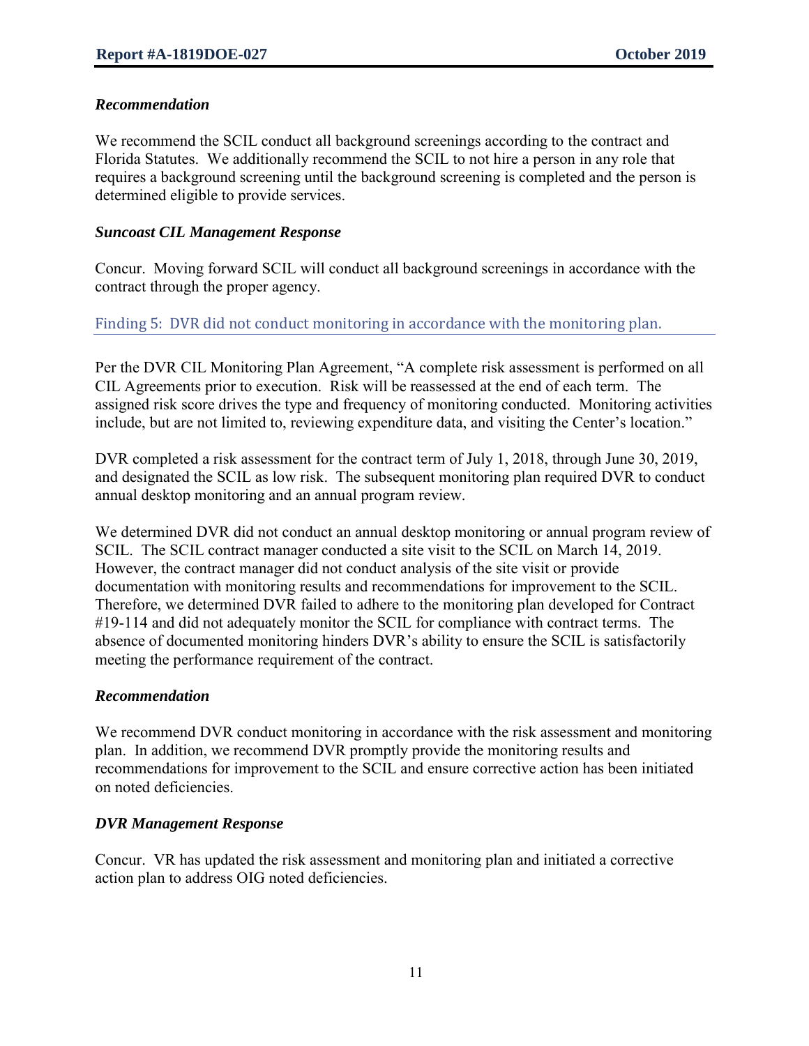### *Recommendation*

We recommend the SCIL conduct all background screenings according to the contract and Florida Statutes. We additionally recommend the SCIL to not hire a person in any role that requires a background screening until the background screening is completed and the person is determined eligible to provide services.

### *Suncoast CIL Management Response*

Concur. Moving forward SCIL will conduct all background screenings in accordance with the contract through the proper agency.

## Finding 5: DVR did not conduct monitoring in accordance with the monitoring plan.

Per the DVR CIL Monitoring Plan Agreement, "A complete risk assessment is performed on all CIL Agreements prior to execution. Risk will be reassessed at the end of each term. The assigned risk score drives the type and frequency of monitoring conducted. Monitoring activities include, but are not limited to, reviewing expenditure data, and visiting the Center's location."

DVR completed a risk assessment for the contract term of July 1, 2018, through June 30, 2019, and designated the SCIL as low risk. The subsequent monitoring plan required DVR to conduct annual desktop monitoring and an annual program review.

We determined DVR did not conduct an annual desktop monitoring or annual program review of SCIL. The SCIL contract manager conducted a site visit to the SCIL on March 14, 2019. However, the contract manager did not conduct analysis of the site visit or provide documentation with monitoring results and recommendations for improvement to the SCIL. Therefore, we determined DVR failed to adhere to the monitoring plan developed for Contract #19-114 and did not adequately monitor the SCIL for compliance with contract terms. The absence of documented monitoring hinders DVR's ability to ensure the SCIL is satisfactorily meeting the performance requirement of the contract.

### *Recommendation*

We recommend DVR conduct monitoring in accordance with the risk assessment and monitoring plan. In addition, we recommend DVR promptly provide the monitoring results and recommendations for improvement to the SCIL and ensure corrective action has been initiated on noted deficiencies.

### *DVR Management Response*

Concur. VR has updated the risk assessment and monitoring plan and initiated a corrective action plan to address OIG noted deficiencies.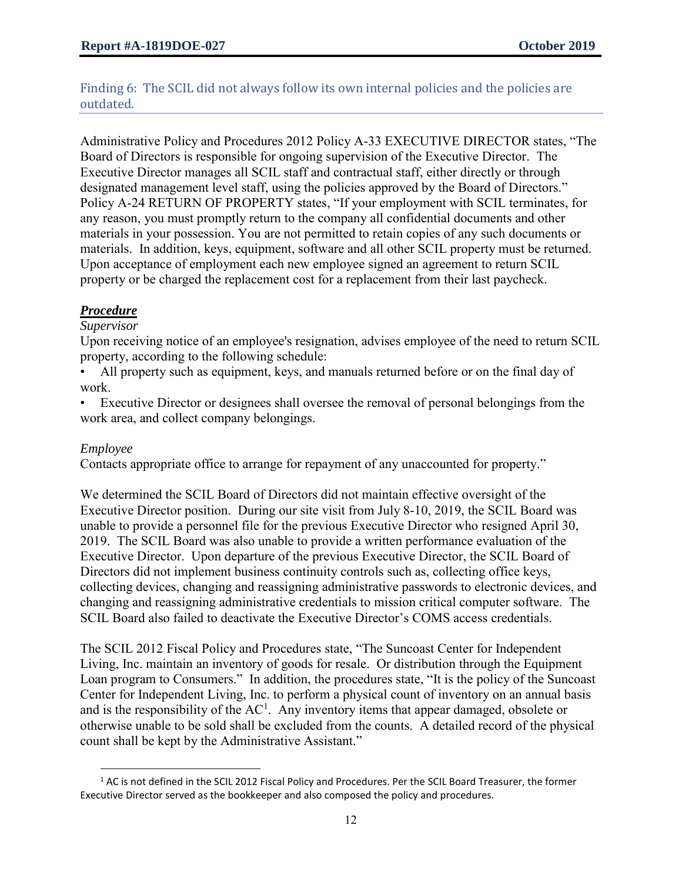## Finding 6: The SCIL did not always follow its own internal policies and the policies are outdated.

Administrative Policy and Procedures 2012 Policy A-33 EXECUTIVE DIRECTOR states, "The Board of Directors is responsible for ongoing supervision of the Executive Director. The Executive Director manages all SCIL staff and contractual staff, either directly or through designated management level staff, using the policies approved by the Board of Directors." Policy A-24 RETURN OF PROPERTY states, "If your employment with SCIL terminates, for any reason, you must promptly return to the company all confidential documents and other materials in your possession. You are not permitted to retain copies of any such documents or materials. In addition, keys, equipment, software and all other SCIL property must be returned. Upon acceptance of employment each new employee signed an agreement to return SCIL property or be charged the replacement cost for a replacement from their last paycheck.

***Procedure***

*Supervisor*

Upon receiving notice of an employee's resignation, advises employee of the need to return SCIL property, according to the following schedule:

- All property such as equipment, keys, and manuals returned before or on the final day of work.
- Executive Director or designees shall oversee the removal of personal belongings from the work area, and collect company belongings.

*Employee*

Contacts appropriate office to arrange for repayment of any unaccounted for property."

We determined the SCIL Board of Directors did not maintain effective oversight of the Executive Director position. During our site visit from July 8-10, 2019, the SCIL Board was unable to provide a personnel file for the previous Executive Director who resigned April 30, 2019. The SCIL Board was also unable to provide a written performance evaluation of the Executive Director. Upon departure of the previous Executive Director, the SCIL Board of Directors did not implement business continuity controls such as, collecting office keys, collecting devices, changing and reassigning administrative passwords to electronic devices, and changing and reassigning administrative credentials to mission critical computer software. The SCIL Board also failed to deactivate the Executive Director's COMS access credentials.

The SCIL 2012 Fiscal Policy and Procedures state, "The Suncoast Center for Independent Living, Inc. maintain an inventory of goods for resale. Or distribution through the Equipment Loan program to Consumers." In addition, the procedures state, "It is the policy of the Suncoast Center for Independent Living, Inc. to perform a physical count of inventory on an annual basis and is the responsibility of the AC[1]. Any inventory items that appear damaged, obsolete or otherwise unable to be sold shall be excluded from the counts. A detailed record of the physical count shall be kept by the Administrative Assistant."

[1] AC is not defined in the SCIL 2012 Fiscal Policy and Procedures. Per the SCIL Board Treasurer, the former Executive Director served as the bookkeeper and also composed the policy and procedures.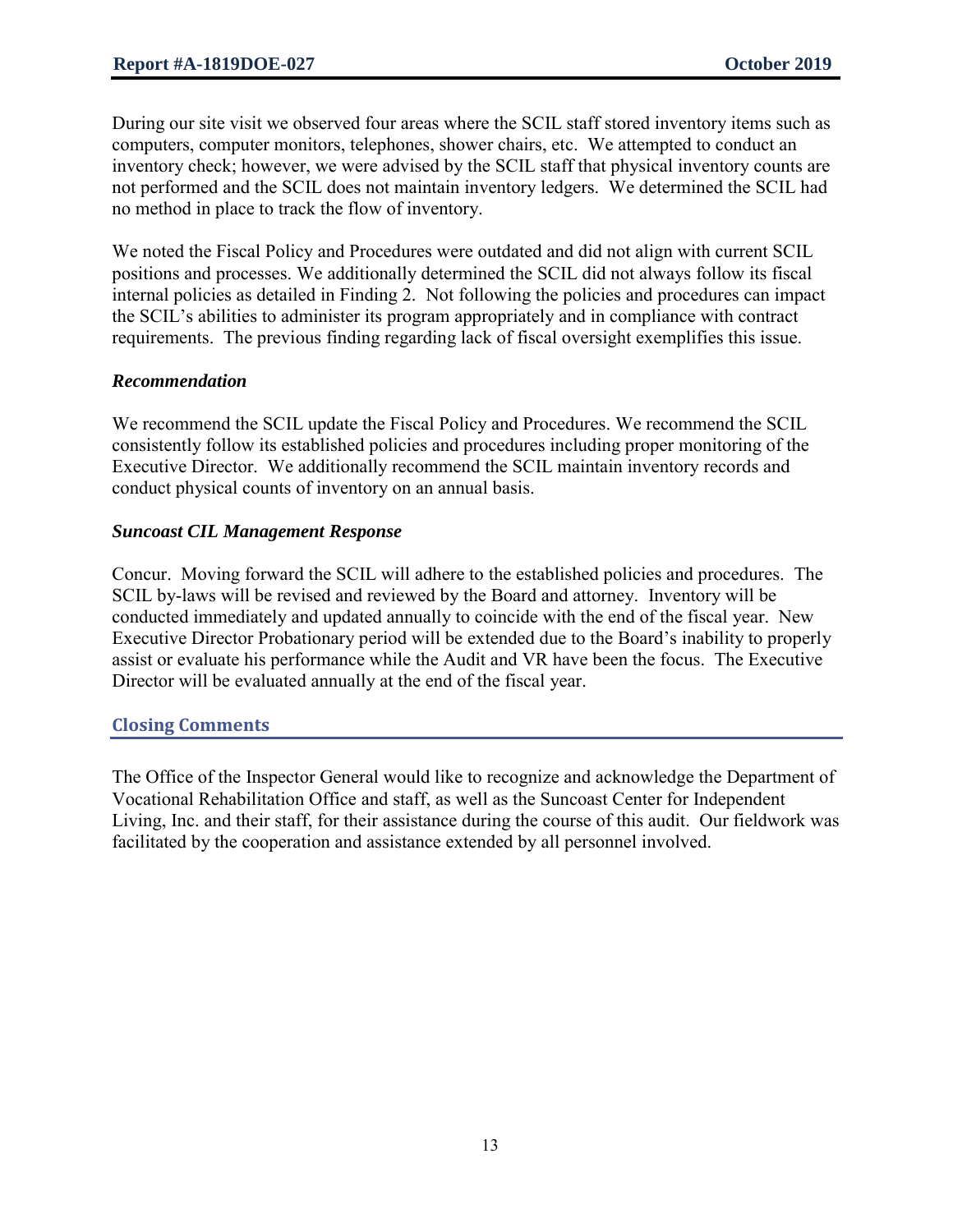During our site visit we observed four areas where the SCIL staff stored inventory items such as computers, computer monitors, telephones, shower chairs, etc. We attempted to conduct an inventory check; however, we were advised by the SCIL staff that physical inventory counts are not performed and the SCIL does not maintain inventory ledgers. We determined the SCIL had no method in place to track the flow of inventory.

We noted the Fiscal Policy and Procedures were outdated and did not align with current SCIL positions and processes. We additionally determined the SCIL did not always follow its fiscal internal policies as detailed in Finding 2. Not following the policies and procedures can impact the SCIL's abilities to administer its program appropriately and in compliance with contract requirements. The previous finding regarding lack of fiscal oversight exemplifies this issue.

### *Recommendation*

We recommend the SCIL update the Fiscal Policy and Procedures. We recommend the SCIL consistently follow its established policies and procedures including proper monitoring of the Executive Director. We additionally recommend the SCIL maintain inventory records and conduct physical counts of inventory on an annual basis.

### *Suncoast CIL Management Response*

Concur. Moving forward the SCIL will adhere to the established policies and procedures. The SCIL by-laws will be revised and reviewed by the Board and attorney. Inventory will be conducted immediately and updated annually to coincide with the end of the fiscal year. New Executive Director Probationary period will be extended due to the Board's inability to properly assist or evaluate his performance while the Audit and VR have been the focus. The Executive Director will be evaluated annually at the end of the fiscal year.

## Closing Comments

The Office of the Inspector General would like to recognize and acknowledge the Department of Vocational Rehabilitation Office and staff, as well as the Suncoast Center for Independent Living, Inc. and their staff, for their assistance during the course of this audit. Our fieldwork was facilitated by the cooperation and assistance extended by all personnel involved.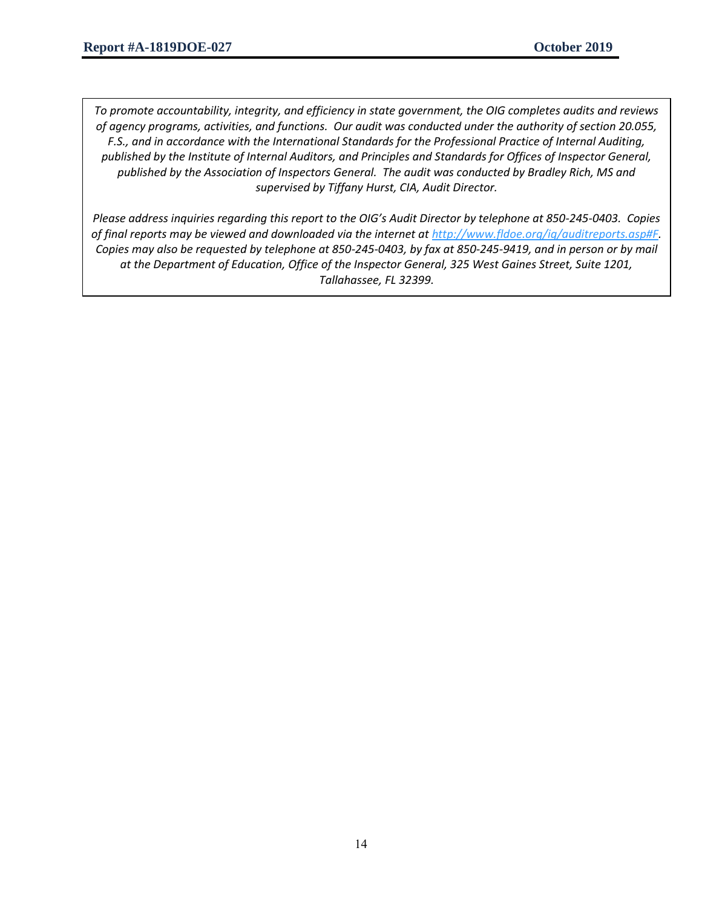*To promote accountability, integrity, and efficiency in state government, the OIG completes audits and reviews of agency programs, activities, and functions. Our audit was conducted under the authority of section 20.055, F.S., and in accordance with the International Standards for the Professional Practice of Internal Auditing, published by the Institute of Internal Auditors, and Principles and Standards for Offices of Inspector General, published by the Association of Inspectors General. The audit was conducted by Bradley Rich, MS and supervised by Tiffany Hurst, CIA, Audit Director.*

*Please address inquiries regarding this report to the OIG's Audit Director by telephone at 850-245-0403. Copies of final reports may be viewed and downloaded via the internet at [http://www.fldoe.org/ig/auditreports.asp#F](http://www.fldoe.org/ig/auditreports.asp#F). Copies may also be requested by telephone at 850-245-0403, by fax at 850-245-9419, and in person or by mail at the Department of Education, Office of the Inspector General, 325 West Gaines Street, Suite 1201, Tallahassee, FL 32399.*